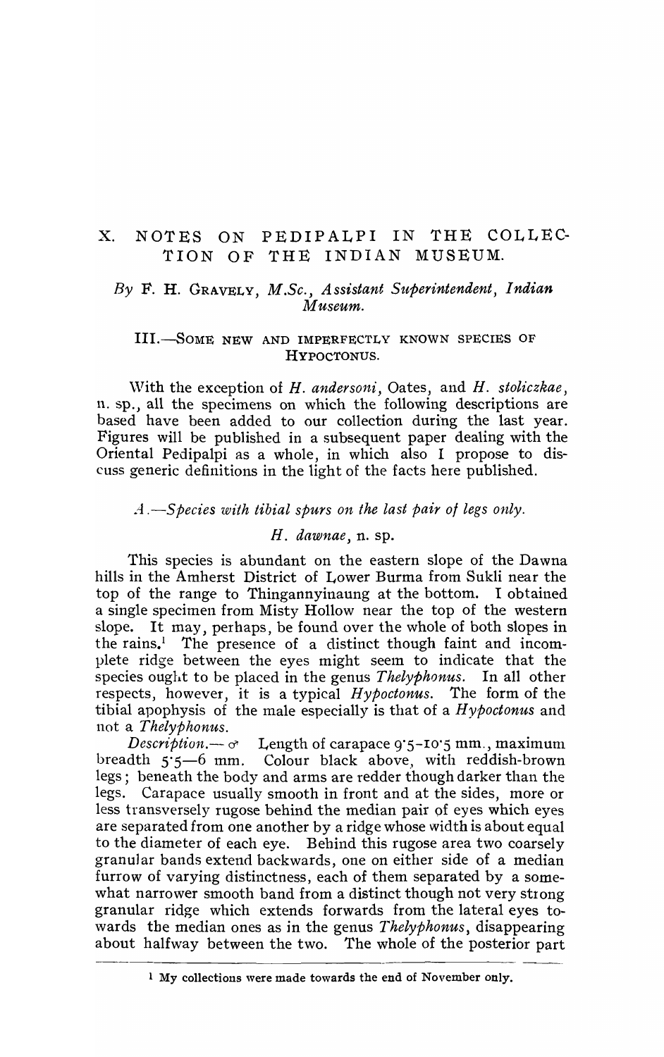# X. NOTES ON PEDIPALPI IN THE COLLECTION OF THE INDIAN MUSEUM.

*By* F. H. GRAVELY, *M.Sc., Assistant Superintendent, Indian Museum.*

## III.—SOME NEW AND IMPERFECTLY KNOWN SPECIES OF HYPOCTONUS.

With the exception of *H. andersoni*, Oates, and *H. stoliczkae*, n. sp., all the specimens on which the following descriptions are based have been added to our collection during the last year. Figures will be published in a subsequent paper dealing with the Oriental Pedipalpi as a whole, in which also I propose to discuss generic definitions in the light of the facts here published.

### *A.—Species with tibial spurs on the last pair of legs only.*

#### *H. dawnae*, n. sp.

This species is abundant on the eastern slope of the Dawna hills in the Amherst District of Lower Burma from Sukli near the top of the range to Thingannyinaung at the bottom. I obtained a single specimen from Misty Hollow near the top of the western slope. It may, perhaps, be found over the whole of both slopes in the rains.[1] The presence of a distinct though faint and incomplete ridge between the eyes might seem to indicate that the species ought to be placed in the genus *Thelyphonus*. In all other respects, however, it is a typical *Hypoctonus*. The form of the tibial apophysis of the male especially is that of a *Hypoctonus* and not a *Thelyphonus*.

*Description.*— ♂ Length of carapace 9·5–10·5 mm., maximum breadth 5·5—6 mm. Colour black above, with reddish-brown legs; beneath the body and arms are redder though darker than the legs. Carapace usually smooth in front and at the sides, more or less transversely rugose behind the median pair of eyes which eyes are separated from one another by a ridge whose width is about equal to the diameter of each eye. Behind this rugose area two coarsely granular bands extend backwards, one on either side of a median furrow of varying distinctness, each of them separated by a somewhat narrower smooth band from a distinct though not very strong granular ridge which extends forwards from the lateral eyes towards the median ones as in the genus *Thelyphonus*, disappearing about halfway between the two. The whole of the posterior part

[1] My collections were made towards the end of November only.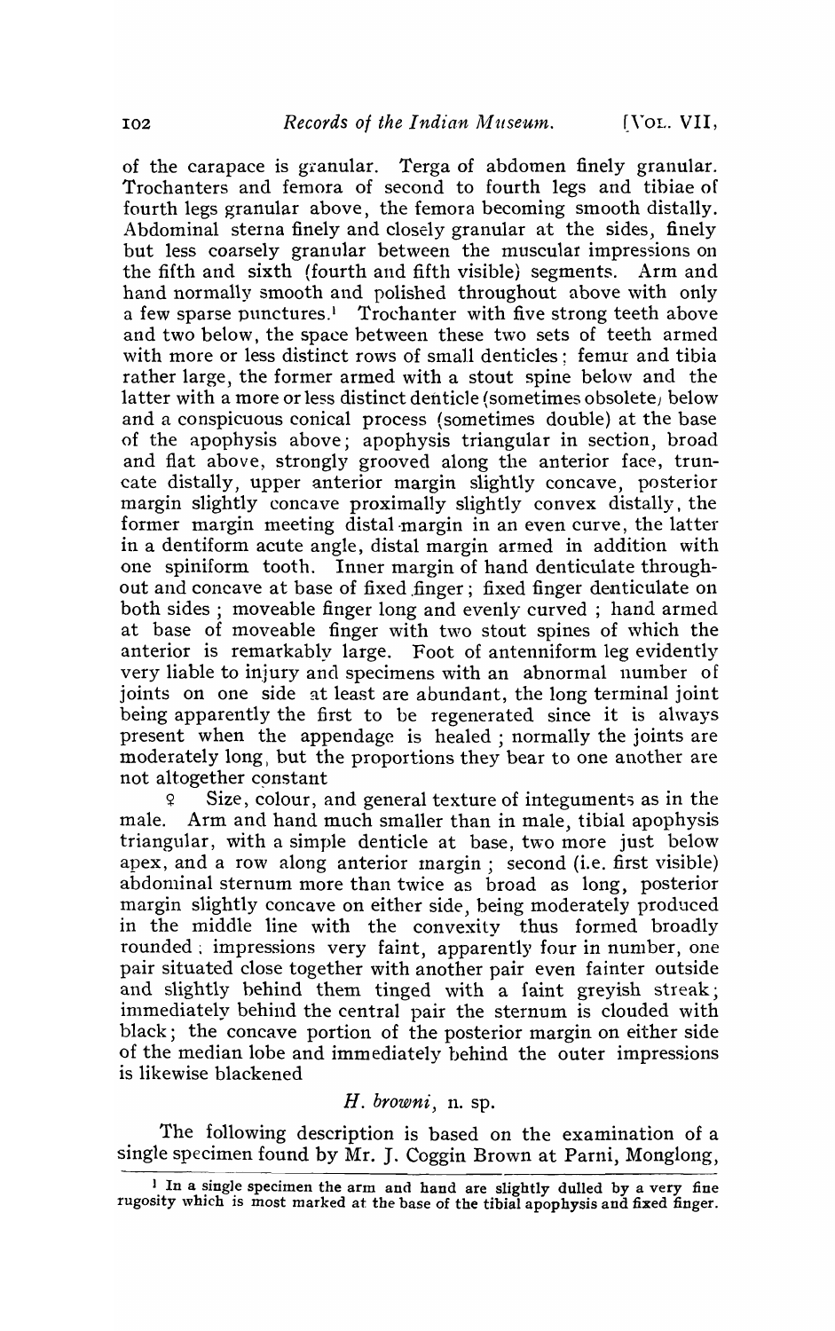of the carapace is granular. Terga of abdomen finely granular. Trochanters and femora of second to fourth legs and tibiae of fourth legs granular above, the femora becoming smooth distally. Abdominal sterna finely and closely granular at the sides, finely but less coarsely granular between the muscular impressions on the fifth and sixth (fourth and fifth visible) segments. Arm and hand normally smooth and polished throughout above with only a few sparse punctures.[1] Trochanter with five strong teeth above and two below, the space between these two sets of teeth armed with more or less distinct rows of small denticles; femur and tibia rather large, the former armed with a stout spine below and the latter with a more or less distinct denticle (sometimes obsolete) below and a conspicuous conical process (sometimes double) at the base of the apophysis above; apophysis triangular in section, broad and flat above, strongly grooved along the anterior face, truncate distally, upper anterior margin slightly concave, posterior margin slightly concave proximally slightly convex distally, the former margin meeting distal margin in an even curve, the latter in a dentiform acute angle, distal margin armed in addition with one spiniform tooth. Inner margin of hand denticulate throughout and concave at base of fixed finger; fixed finger denticulate on both sides; moveable finger long and evenly curved; hand armed at base of moveable finger with two stout spines of which the anterior is remarkably large. Foot of antenniform leg evidently very liable to injury and specimens with an abnormal number of joints on one side at least are abundant, the long terminal joint being apparently the first to be regenerated since it is always present when the appendage is healed; normally the joints are moderately long, but the proportions they bear to one another are not altogether constant

♀ Size, colour, and general texture of integuments as in the male. Arm and hand much smaller than in male, tibial apophysis triangular, with a simple denticle at base, two more just below apex, and a row along anterior margin; second (i.e. first visible) abdominal sternum more than twice as broad as long, posterior margin slightly concave on either side, being moderately produced in the middle line with the convexity thus formed broadly rounded; impressions very faint, apparently four in number, one pair situated close together with another pair even fainter outside and slightly behind them tinged with a faint greyish streak; immediately behind the central pair the sternum is clouded with black; the concave portion of the posterior margin on either side of the median lobe and immediately behind the outer impressions is likewise blackened

### *H. browni*, n. sp.

The following description is based on the examination of a single specimen found by Mr. J. Coggin Brown at Parni, Monglong,

[1] In a single specimen the arm and hand are slightly dulled by a very fine rugosity which is most marked at the base of the tibial apophysis and fixed finger.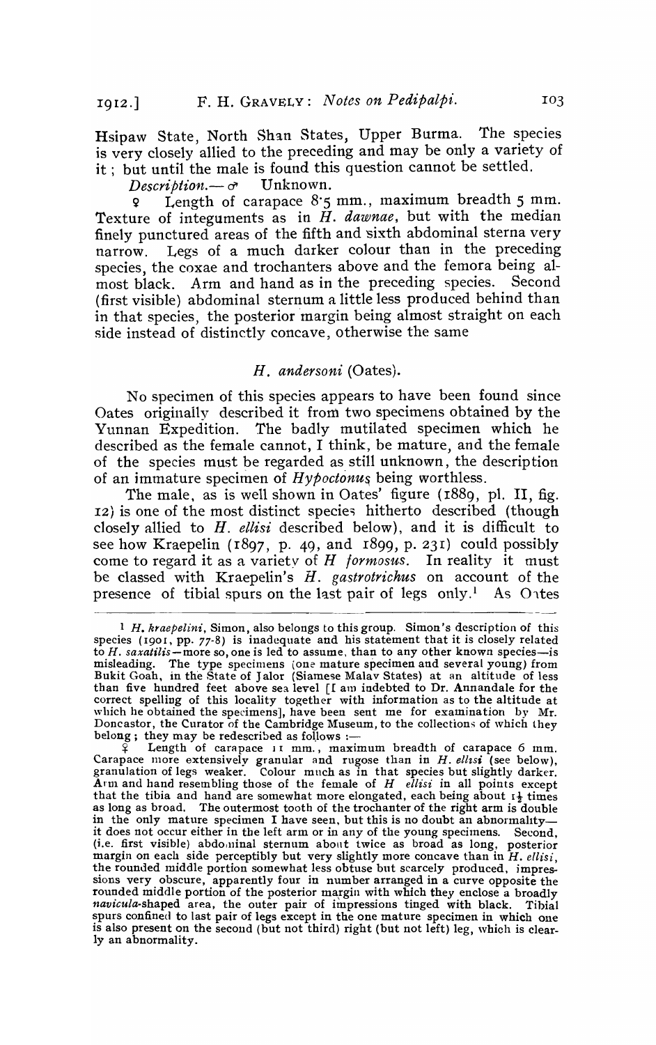Hsipaw State, North Shan States, Upper Burma. The species is very closely allied to the preceding and may be only a variety of it; but until the male is found this question cannot be settled.

*Description.*— ♂ Unknown.

♀ Length of carapace 8·5 mm., maximum breadth 5 mm. Texture of integuments as in *H. dawnae*, but with the median finely punctured areas of the fifth and sixth abdominal sterna very narrow. Legs of a much darker colour than in the preceding species, the coxae and trochanters above and the femora being almost black. Arm and hand as in the preceding species. Second (first visible) abdominal sternum a little less produced behind than in that species, the posterior margin being almost straight on each side instead of distinctly concave, otherwise the same

## *H. andersoni* (Oates).

No specimen of this species appears to have been found since Oates originally described it from two specimens obtained by the Yunnan Expedition. The badly mutilated specimen which he described as the female cannot, I think, be mature, and the female of the species must be regarded as still unknown, the description of an immature specimen of *Hypoctonus* being worthless.

The male, as is well shown in Oates' figure (1889, pl. II, fig. 12) is one of the most distinct species hitherto described (though closely allied to *H. ellisi* described below), and it is difficult to see how Kraepelin (1897, p. 49, and 1899, p. 231) could possibly come to regard it as a variety of *H formosus*. In reality it must be classed with Kraepelin's *H. gastrotrichus* on account of the presence of tibial spurs on the last pair of legs only.[1] As Oates

---

[1] *H. kraepelini*, Simon, also belongs to this group. Simon's description of this species (1901, pp. 77-8) is inadequate and his statement that it is closely related to *H. saxatilis*—more so, one is led to assume, than to any other known species—is misleading. The type specimens (one mature specimen and several young) from Bukit Goah, in the State of Jalor (Siamese Malay States) at an altitude of less than five hundred feet above sea level [I am indebted to Dr. Annandale for the correct spelling of this locality together with information as to the altitude at which he obtained the specimens], have been sent me for examination by Mr. Doncastor, the Curator of the Cambridge Museum, to the collections of which they belong; they may be redescribed as follows :—

♀ Length of carapace 11 mm., maximum breadth of carapace 6 mm. Carapace more extensively granular and rugose than in *H. ellisi* (see below), granulation of legs weaker. Colour much as in that species but slightly darker. Arm and hand resembling those of the female of *H ellisi* in all points except that the tibia and hand are somewhat more elongated, each being about 1½ times as long as broad. The outermost tooth of the trochanter of the right arm is double in the only mature specimen I have seen, but this is no doubt an abnormality—it does not occur either in the left arm or in any of the young specimens. Second, (i.e. first visible) abdominal sternum about twice as broad as long, posterior margin on each side perceptibly but very slightly more concave than in *H. ellisi*, the rounded middle portion somewhat less obtuse but scarcely produced, impressions very obscure, apparently four in number arranged in a curve opposite the rounded middle portion of the posterior margin with which they enclose a broadly *navicula*-shaped area, the outer pair of impressions tinged with black. Tibial spurs confined to last pair of legs except in the one mature specimen in which one is also present on the second (but not third) right (but not left) leg, which is clearly an abnormality.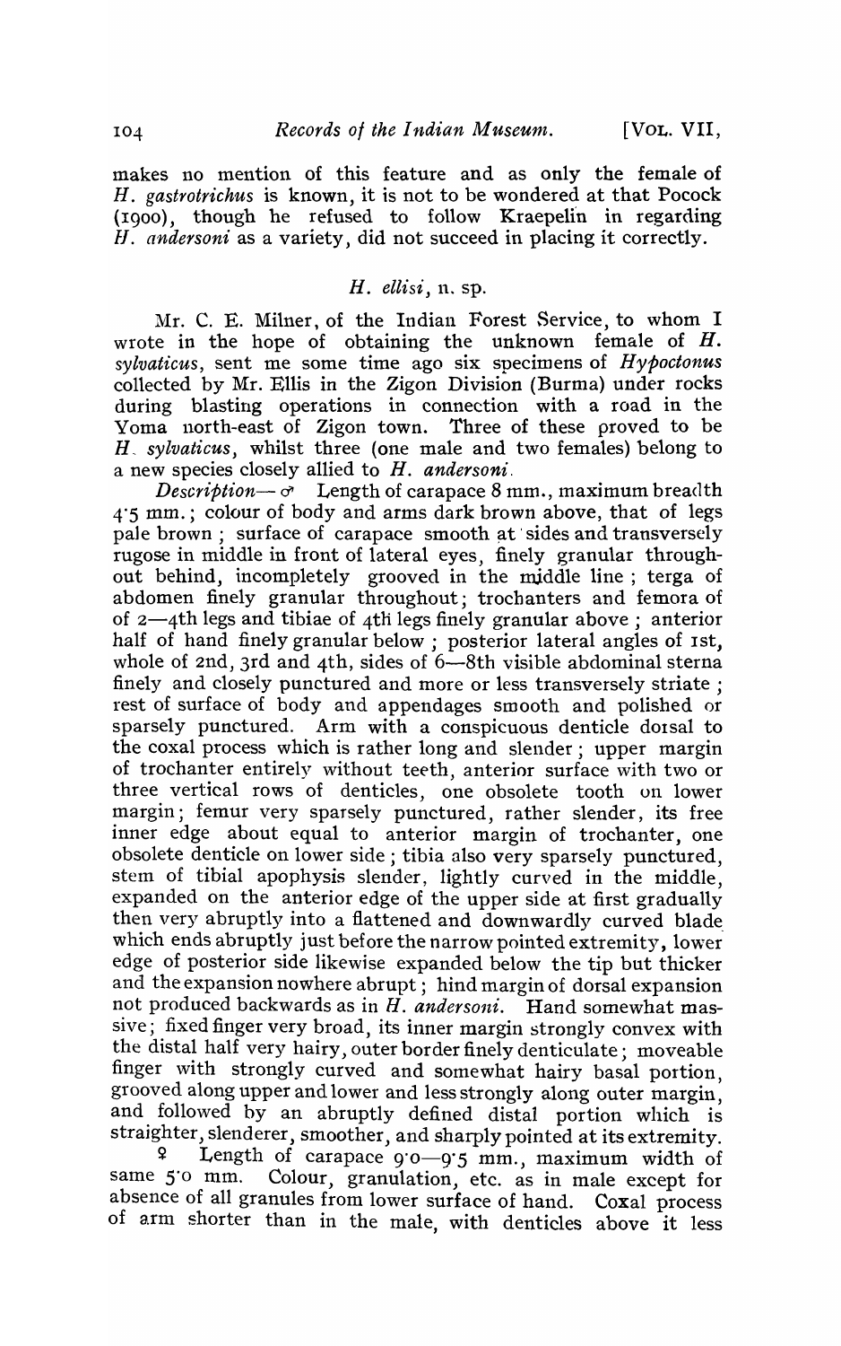makes no mention of this feature and as only the female of *H. gastrotrichus* is known, it is not to be wondered at that Pocock (1900), though he refused to follow Kraepelin in regarding *H. andersoni* as a variety, did not succeed in placing it correctly.

### *H. ellisi*, n. sp.

Mr. C. E. Milner, of the Indian Forest Service, to whom I wrote in the hope of obtaining the unknown female of *H. sylvaticus*, sent me some time ago six specimens of *Hypoctonus* collected by Mr. Ellis in the Zigon Division (Burma) under rocks during blasting operations in connection with a road in the Yoma north-east of Zigon town. Three of these proved to be *H. sylvaticus*, whilst three (one male and two females) belong to a new species closely allied to *H. andersoni*.

*Description*—♂ Length of carapace 8 mm., maximum breadth 4·5 mm.; colour of body and arms dark brown above, that of legs pale brown; surface of carapace smooth at sides and transversely rugose in middle in front of lateral eyes, finely granular throughout behind, incompletely grooved in the middle line; terga of abdomen finely granular throughout; trochanters and femora of of 2—4th legs and tibiae of 4th legs finely granular above; anterior half of hand finely granular below; posterior lateral angles of 1st, whole of 2nd, 3rd and 4th, sides of 6—8th visible abdominal sterna finely and closely punctured and more or less transversely striate; rest of surface of body and appendages smooth and polished or sparsely punctured. Arm with a conspicuous denticle dorsal to the coxal process which is rather long and slender; upper margin of trochanter entirely without teeth, anterior surface with two or three vertical rows of denticles, one obsolete tooth on lower margin; femur very sparsely punctured, rather slender, its free inner edge about equal to anterior margin of trochanter, one obsolete denticle on lower side; tibia also very sparsely punctured, stem of tibial apophysis slender, lightly curved in the middle, expanded on the anterior edge of the upper side at first gradually then very abruptly into a flattened and downwardly curved blade which ends abruptly just before the narrow pointed extremity, lower edge of posterior side likewise expanded below the tip but thicker and the expansion nowhere abrupt; hind margin of dorsal expansion not produced backwards as in *H. andersoni*. Hand somewhat massive; fixed finger very broad, its inner margin strongly convex with the distal half very hairy, outer border finely denticulate; moveable finger with strongly curved and somewhat hairy basal portion, grooved along upper and lower and less strongly along outer margin, and followed by an abruptly defined distal portion which is straighter, slenderer, smoother, and sharply pointed at its extremity.

♀ Length of carapace 9·0—9·5 mm., maximum width of same 5·0 mm. Colour, granulation, etc. as in male except for absence of all granules from lower surface of hand. Coxal process of arm shorter than in the male, with denticles above it less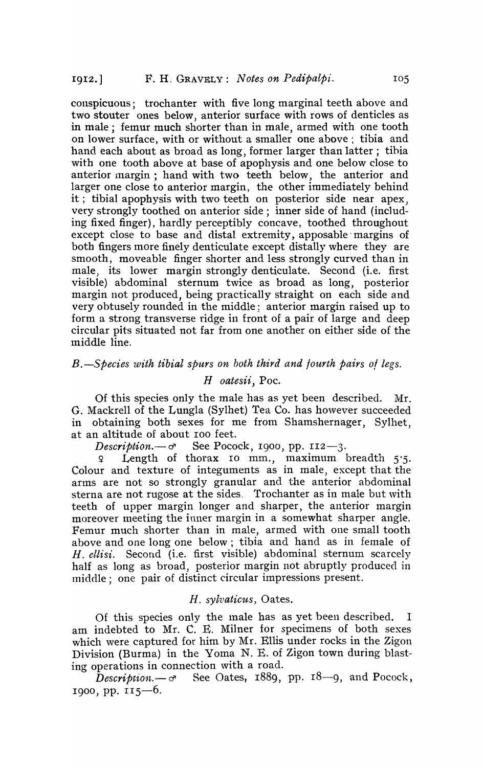conspicuous; trochanter with five long marginal teeth above and two stouter ones below, anterior surface with rows of denticles as in male; femur much shorter than in male, armed with one tooth on lower surface, with or without a smaller one above; tibia and hand each about as broad as long, former larger than latter; tibia with one tooth above at base of apophysis and one below close to anterior margin; hand with two teeth below, the anterior and larger one close to anterior margin, the other immediately behind it; tibial apophysis with two teeth on posterior side near apex, very strongly toothed on anterior side; inner side of hand (including fixed finger), hardly perceptibly concave, toothed throughout except close to base and distal extremity, apposable margins of both fingers more finely denticulate except distally where they are smooth, moveable finger shorter and less strongly curved than in male, its lower margin strongly denticulate. Second (i.e. first visible) abdominal sternum twice as broad as long, posterior margin not produced, being practically straight on each side and very obtusely rounded in the middle; anterior margin raised up to form a strong transverse ridge in front of a pair of large and deep circular pits situated not far from one another on either side of the middle line.

### *B.—Species with tibial spurs on both third and fourth pairs of legs.*

#### *H oatesii*, Poc.

Of this species only the male has as yet been described. Mr. G. Mackrell of the Lungla (Sylhet) Tea Co. has however succeeded in obtaining both sexes for me from Shamshernager, Sylhet, at an altitude of about 100 feet.

*Description.*—♂ See Pocock, 1900, pp. 112—3.

♀ Length of thorax 10 mm., maximum breadth 5·5. Colour and texture of integuments as in male, except that the arms are not so strongly granular and the anterior abdominal sterna are not rugose at the sides. Trochanter as in male but with teeth of upper margin longer and sharper, the anterior margin moreover meeting the inner margin in a somewhat sharper angle. Femur much shorter than in male, armed with one small tooth above and one long one below; tibia and hand as in female of *H. ellisi.* Second (i.e. first visible) abdominal sternum scarcely half as long as broad, posterior margin not abruptly produced in middle; one pair of distinct circular impressions present.

#### *H. sylvaticus*, Oates.

Of this species only the male has as yet been described. I am indebted to Mr. C. E. Milner for specimens of both sexes which were captured for him by Mr. Ellis under rocks in the Zigon Division (Burma) in the Yoma N. E. of Zigon town during blasting operations in connection with a road.

*Description.*—♂ See Oates, 1889, pp. 18—9, and Pocock, 1900, pp. 115—6.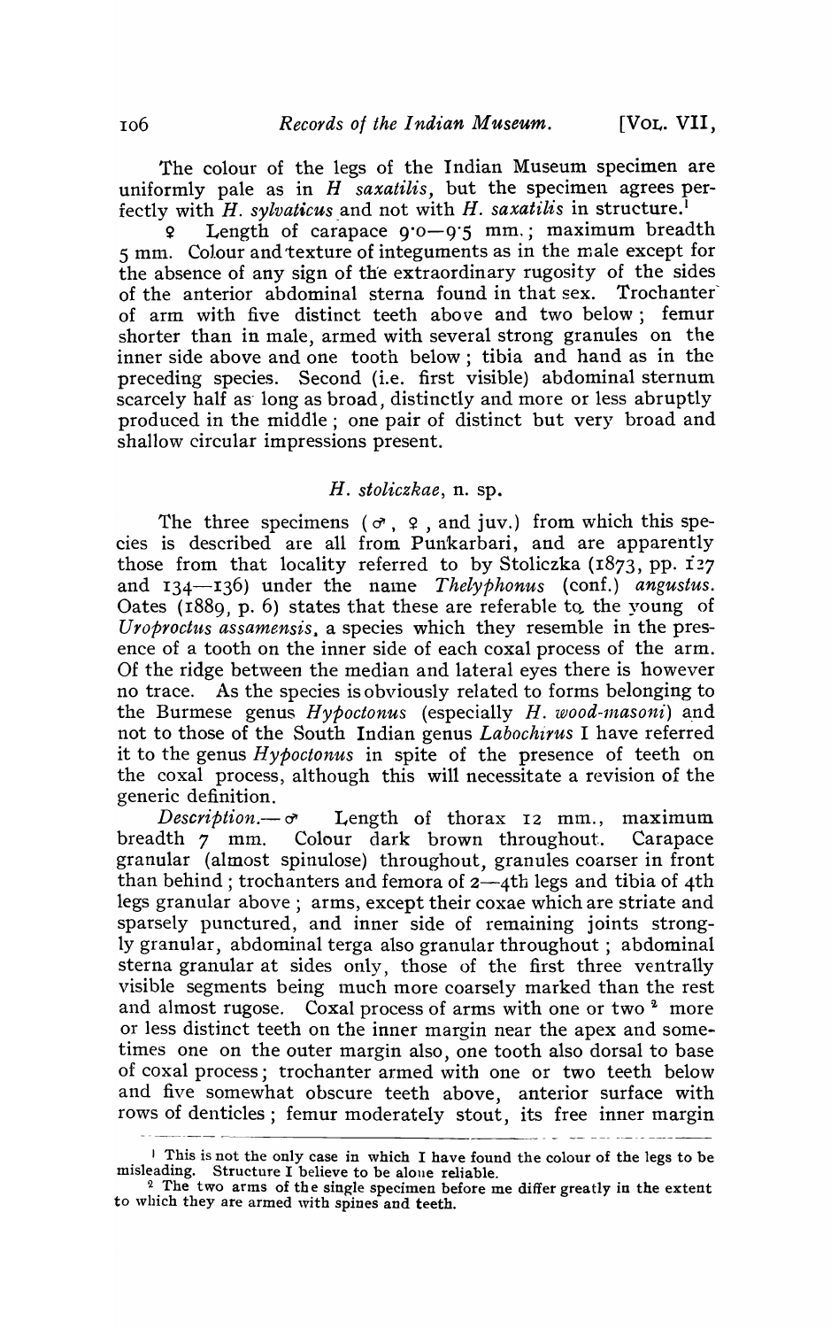The colour of the legs of the Indian Museum specimen are uniformly pale as in *H saxatilis*, but the specimen agrees perfectly with *H. sylvaticus* and not with *H. saxatilis* in structure.[1]

♀ Length of carapace 9·0—9·5 mm.; maximum breadth 5 mm. Colour and texture of integuments as in the male except for the absence of any sign of the extraordinary rugosity of the sides of the anterior abdominal sterna found in that sex. Trochanter of arm with five distinct teeth above and two below; femur shorter than in male, armed with several strong granules on the inner side above and one tooth below; tibia and hand as in the preceding species. Second (i.e. first visible) abdominal sternum scarcely half as long as broad, distinctly and more or less abruptly produced in the middle; one pair of distinct but very broad and shallow circular impressions present.

### *H. stoliczkae*, n. sp.

The three specimens (♂, ♀, and juv.) from which this species is described are all from Punkarbari, and are apparently those from that locality referred to by Stoliczka (1873, pp. 127 and 134—136) under the name *Thelyphonus* (conf.) *angustus*. Oates (1889, p. 6) states that these are referable to the young of *Uroproctus assamensis*, a species which they resemble in the presence of a tooth on the inner side of each coxal process of the arm. Of the ridge between the median and lateral eyes there is however no trace. As the species is obviously related to forms belonging to the Burmese genus *Hypoctonus* (especially *H. wood-masoni*) and not to those of the South Indian genus *Labochirus* I have referred it to the genus *Hypoctonus* in spite of the presence of teeth on the coxal process, although this will necessitate a revision of the generic definition.

*Description.*—♂ Length of thorax 12 mm., maximum breadth 7 mm. Colour dark brown throughout. Carapace granular (almost spinulose) throughout, granules coarser in front than behind; trochanters and femora of 2—4th legs and tibia of 4th legs granular above; arms, except their coxae which are striate and sparsely punctured, and inner side of remaining joints strongly granular, abdominal terga also granular throughout; abdominal sterna granular at sides only, those of the first three ventrally visible segments being much more coarsely marked than the rest and almost rugose. Coxal process of arms with one or two[2] more or less distinct teeth on the inner margin near the apex and sometimes one on the outer margin also, one tooth also dorsal to base of coxal process; trochanter armed with one or two teeth below and five somewhat obscure teeth above, anterior surface with rows of denticles; femur moderately stout, its free inner margin

---

[1] This is not the only case in which I have found the colour of the legs to be misleading. Structure I believe to be alone reliable.

[2] The two arms of the single specimen before me differ greatly in the extent to which they are armed with spines and teeth.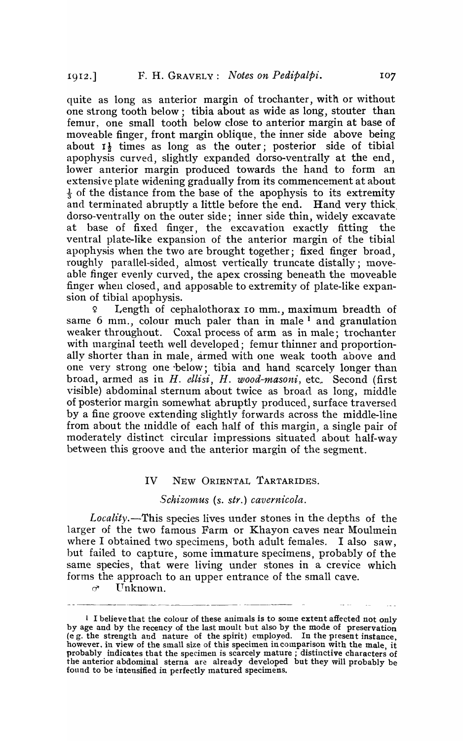quite as long as anterior margin of trochanter, with or without one strong tooth below; tibia about as wide as long, stouter than femur, one small tooth below close to anterior margin at base of moveable finger, front margin oblique, the inner side above being about $1\frac{1}{2}$ times as long as the outer; posterior side of tibial apophysis curved, slightly expanded dorso-ventrally at the end, lower anterior margin produced towards the hand to form an extensive plate widening gradually from its commencement at about $\frac{1}{3}$ of the distance from the base of the apophysis to its extremity and terminated abruptly a little before the end. Hand very thick dorso-ventrally on the outer side; inner side thin, widely excavate at base of fixed finger, the excavation exactly fitting the ventral plate-like expansion of the anterior margin of the tibial apophysis when the two are brought together; fixed finger broad, roughly parallel-sided, almost vertically truncate distally; moveable finger evenly curved, the apex crossing beneath the moveable finger when closed, and apposable to extremity of plate-like expansion of tibial apophysis.

♀ Length of cephalothorax 10 mm., maximum breadth of same 6 mm., colour much paler than in male [1] and granulation weaker throughout. Coxal process of arm as in male; trochanter with marginal teeth well developed; femur thinner and proportionally shorter than in male, armed with one weak tooth above and one very strong one below; tibia and hand scarcely longer than broad, armed as in *H. ellisi*, *H. wood-masoni*, etc. Second (first visible) abdominal sternum about twice as broad as long, middle of posterior margin somewhat abruptly produced, surface traversed by a fine groove extending slightly forwards across the middle-line from about the middle of each half of this margin, a single pair of moderately distinct circular impressions situated about half-way between this groove and the anterior margin of the segment.

## IV NEW ORIENTAL TARTARIDES.

### *Schizomus (s. str.) cavernicola.*

*Locality.*—This species lives under stones in the depths of the larger of the two famous Farm or Khayon caves near Moulmein where I obtained two specimens, both adult females. I also saw, but failed to capture, some immature specimens, probably of the same species, that were living under stones in a crevice which forms the approach to an upper entrance of the small cave.

♂ Unknown.

---

[1] I believe that the colour of these animals is to some extent affected not only by age and by the recency of the last moult but also by the mode of preservation (e g. the strength and nature of the spirit) employed. In the present instance, however, in view of the small size of this specimen in comparison with the male, it probably indicates that the specimen is scarcely mature; distinctive characters of the anterior abdominal sterna are already developed but they will probably be found to be intensified in perfectly matured specimens.